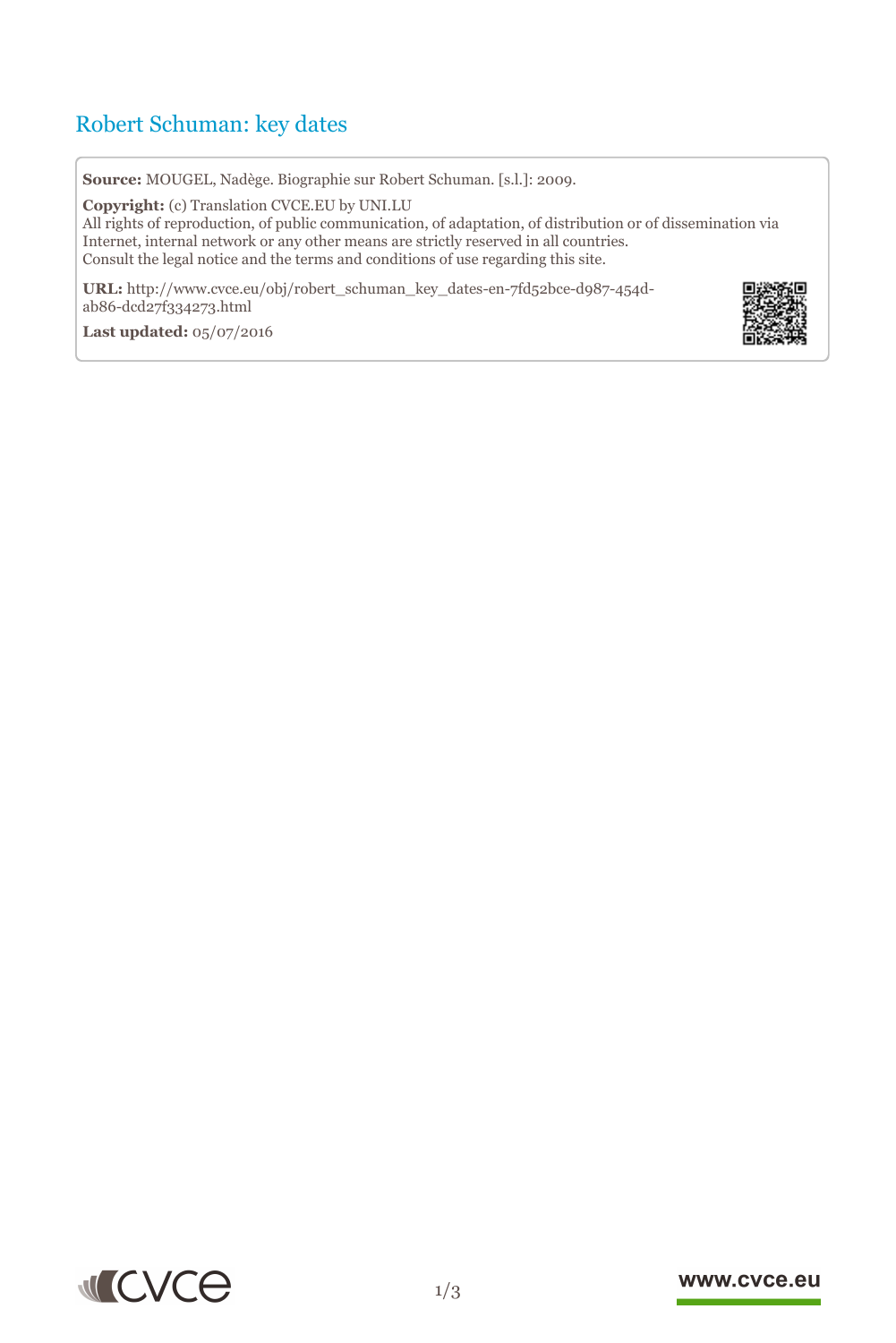# Robert Schuman: key dates

**Source:** MOUGEL, Nadège. Biographie sur Robert Schuman. [s.l.]: 2009.

**Copyright:** (c) Translation CVCE.EU by UNI.LU
All rights of reproduction, of public communication, of adaptation, of distribution or of dissemination via Internet, internal network or any other means are strictly reserved in all countries.
Consult the legal notice and the terms and conditions of use regarding this site.

**URL:** http://www.cvce.eu/obj/robert_schuman_key_dates-en-7fd52bce-d987-454d-ab86-dcd27f334273.html

**Last updated:** 05/07/2016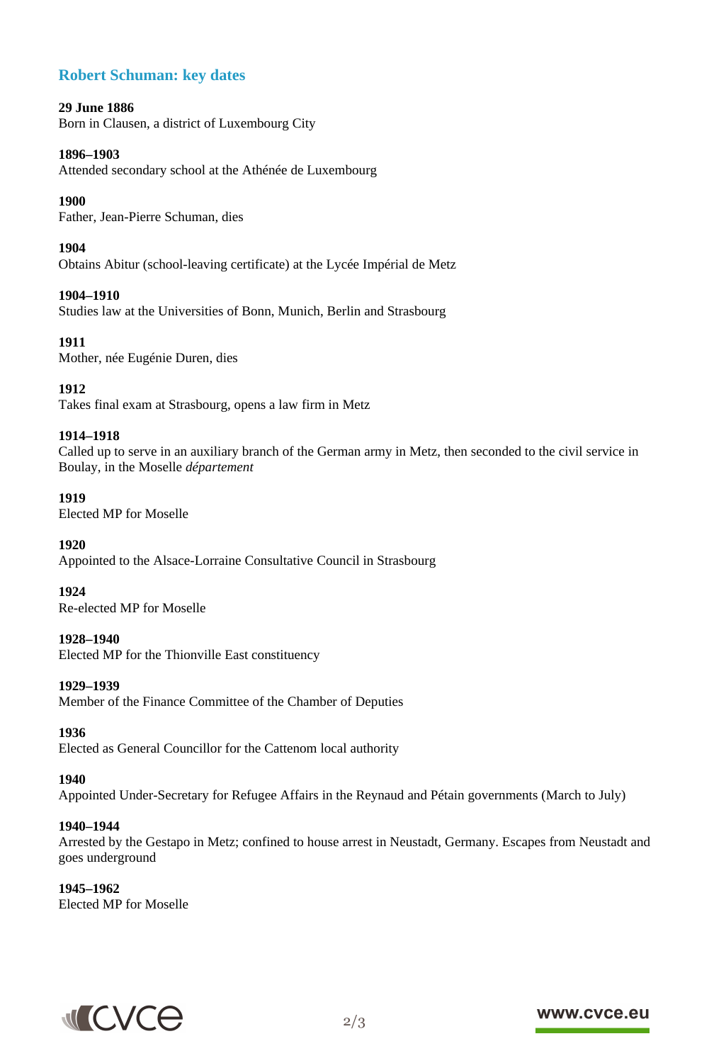## Robert Schuman: key dates

**29 June 1886**
Born in Clausen, a district of Luxembourg City

**1896–1903**
Attended secondary school at the Athénée de Luxembourg

**1900**
Father, Jean-Pierre Schuman, dies

**1904**
Obtains Abitur (school-leaving certificate) at the Lycée Impérial de Metz

**1904–1910**
Studies law at the Universities of Bonn, Munich, Berlin and Strasbourg

**1911**
Mother, née Eugénie Duren, dies

**1912**
Takes final exam at Strasbourg, opens a law firm in Metz

**1914–1918**
Called up to serve in an auxiliary branch of the German army in Metz, then seconded to the civil service in Boulay, in the Moselle *département*

**1919**
Elected MP for Moselle

**1920**
Appointed to the Alsace-Lorraine Consultative Council in Strasbourg

**1924**
Re-elected MP for Moselle

**1928–1940**
Elected MP for the Thionville East constituency

**1929–1939**
Member of the Finance Committee of the Chamber of Deputies

**1936**
Elected as General Councillor for the Cattenom local authority

**1940**
Appointed Under-Secretary for Refugee Affairs in the Reynaud and Pétain governments (March to July)

**1940–1944**
Arrested by the Gestapo in Metz; confined to house arrest in Neustadt, Germany. Escapes from Neustadt and goes underground

**1945–1962**
Elected MP for Moselle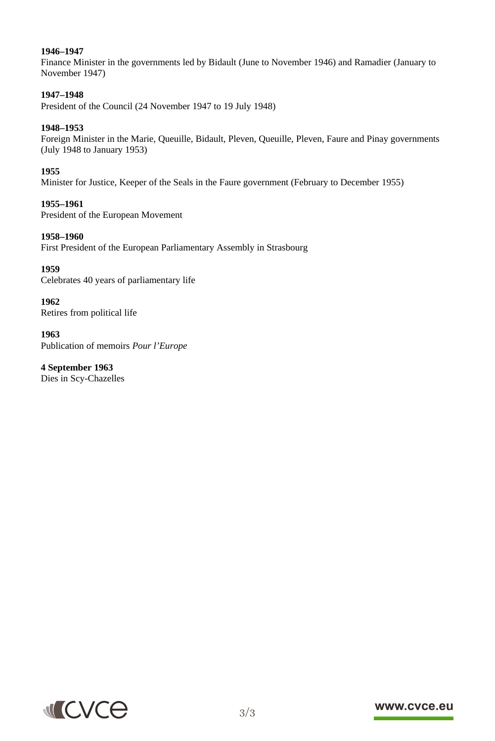**1946–1947**
Finance Minister in the governments led by Bidault (June to November 1946) and Ramadier (January to November 1947)

**1947–1948**
President of the Council (24 November 1947 to 19 July 1948)

**1948–1953**
Foreign Minister in the Marie, Queuille, Bidault, Pleven, Queuille, Pleven, Faure and Pinay governments (July 1948 to January 1953)

**1955**
Minister for Justice, Keeper of the Seals in the Faure government (February to December 1955)

**1955–1961**
President of the European Movement

**1958–1960**
First President of the European Parliamentary Assembly in Strasbourg

**1959**
Celebrates 40 years of parliamentary life

**1962**
Retires from political life

**1963**
Publication of memoirs *Pour l'Europe*

**4 September 1963**
Dies in Scy-Chazelles